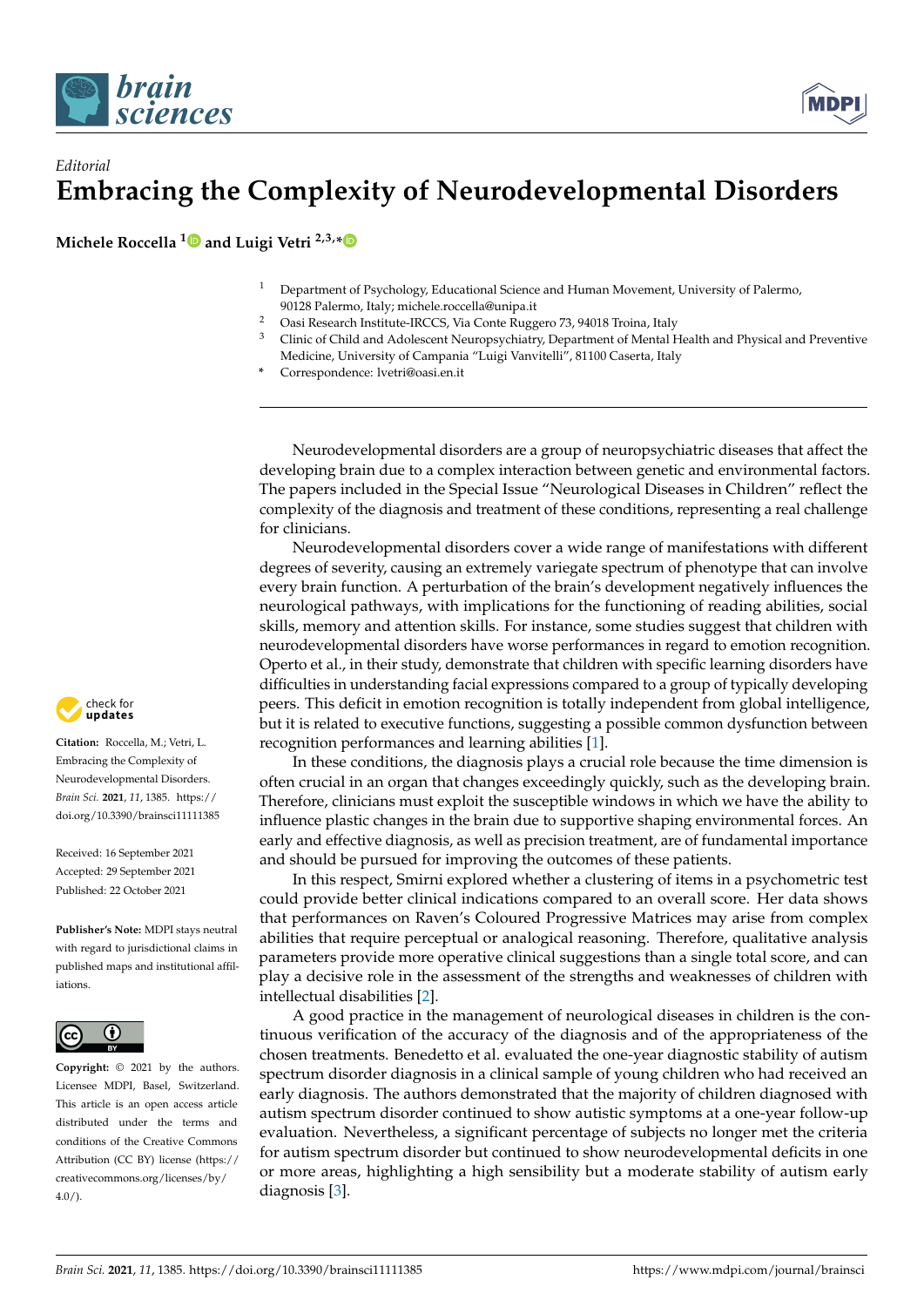*Editorial*

# Embracing the Complexity of Neurodevelopmental Disorders

**Michele Roccella** [1] and **Luigi Vetri** [2,3,*]

[1] Department of Psychology, Educational Science and Human Movement, University of Palermo, 90128 Palermo, Italy; michele.roccella@unipa.it
[2] Oasi Research Institute-IRCCS, Via Conte Ruggero 73, 94018 Troina, Italy
[3] Clinic of Child and Adolescent Neuropsychiatry, Department of Mental Health and Physical and Preventive Medicine, University of Campania "Luigi Vanvitelli", 81100 Caserta, Italy
* Correspondence: lvetri@oasi.en.it

**Citation:** Roccella, M.; Vetri, L. Embracing the Complexity of Neurodevelopmental Disorders. *Brain Sci.* **2021**, *11*, 1385. https://doi.org/10.3390/brainsci11111385

Received: 16 September 2021
Accepted: 29 September 2021
Published: 22 October 2021

**Publisher's Note:** MDPI stays neutral with regard to jurisdictional claims in published maps and institutional affiliations.

**Copyright:** © 2021 by the authors. Licensee MDPI, Basel, Switzerland. This article is an open access article distributed under the terms and conditions of the Creative Commons Attribution (CC BY) license (https://creativecommons.org/licenses/by/4.0/).

Neurodevelopmental disorders are a group of neuropsychiatric diseases that affect the developing brain due to a complex interaction between genetic and environmental factors. The papers included in the Special Issue "Neurological Diseases in Children" reflect the complexity of the diagnosis and treatment of these conditions, representing a real challenge for clinicians.

Neurodevelopmental disorders cover a wide range of manifestations with different degrees of severity, causing an extremely variegate spectrum of phenotype that can involve every brain function. A perturbation of the brain's development negatively influences the neurological pathways, with implications for the functioning of reading abilities, social skills, memory and attention skills. For instance, some studies suggest that children with neurodevelopmental disorders have worse performances in regard to emotion recognition. Operto et al., in their study, demonstrate that children with specific learning disorders have difficulties in understanding facial expressions compared to a group of typically developing peers. This deficit in emotion recognition is totally independent from global intelligence, but it is related to executive functions, suggesting a possible common dysfunction between recognition performances and learning abilities [1].

In these conditions, the diagnosis plays a crucial role because the time dimension is often crucial in an organ that changes exceedingly quickly, such as the developing brain. Therefore, clinicians must exploit the susceptible windows in which we have the ability to influence plastic changes in the brain due to supportive shaping environmental forces. An early and effective diagnosis, as well as precision treatment, are of fundamental importance and should be pursued for improving the outcomes of these patients.

In this respect, Smirni explored whether a clustering of items in a psychometric test could provide better clinical indications compared to an overall score. Her data shows that performances on Raven's Coloured Progressive Matrices may arise from complex abilities that require perceptual or analogical reasoning. Therefore, qualitative analysis parameters provide more operative clinical suggestions than a single total score, and can play a decisive role in the assessment of the strengths and weaknesses of children with intellectual disabilities [2].

A good practice in the management of neurological diseases in children is the continuous verification of the accuracy of the diagnosis and of the appropriateness of the chosen treatments. Benedetto et al. evaluated the one-year diagnostic stability of autism spectrum disorder diagnosis in a clinical sample of young children who had received an early diagnosis. The authors demonstrated that the majority of children diagnosed with autism spectrum disorder continued to show autistic symptoms at a one-year follow-up evaluation. Nevertheless, a significant percentage of subjects no longer met the criteria for autism spectrum disorder but continued to show neurodevelopmental deficits in one or more areas, highlighting a high sensibility but a moderate stability of autism early diagnosis [3].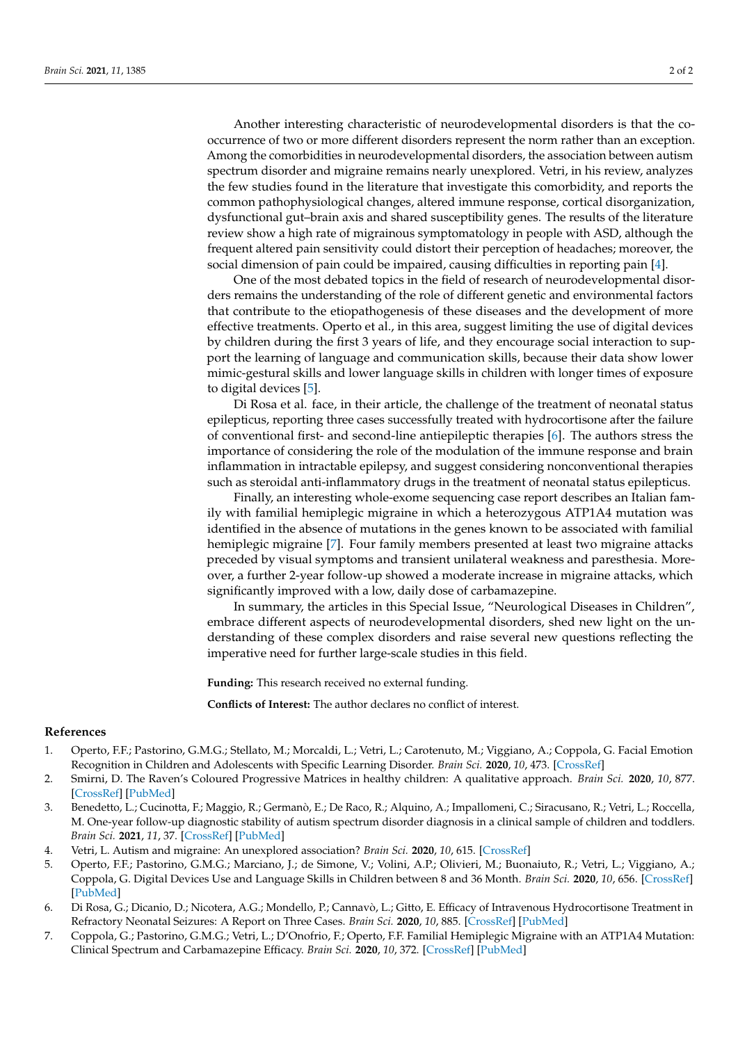Another interesting characteristic of neurodevelopmental disorders is that the co-occurrence of two or more different disorders represent the norm rather than an exception. Among the comorbidities in neurodevelopmental disorders, the association between autism spectrum disorder and migraine remains nearly unexplored. Vetri, in his review, analyzes the few studies found in the literature that investigate this comorbidity, and reports the common pathophysiological changes, altered immune response, cortical disorganization, dysfunctional gut–brain axis and shared susceptibility genes. The results of the literature review show a high rate of migrainous symptomatology in people with ASD, although the frequent altered pain sensitivity could distort their perception of headaches; moreover, the social dimension of pain could be impaired, causing difficulties in reporting pain [4].

One of the most debated topics in the field of research of neurodevelopmental disorders remains the understanding of the role of different genetic and environmental factors that contribute to the etiopathogenesis of these diseases and the development of more effective treatments. Operto et al., in this area, suggest limiting the use of digital devices by children during the first 3 years of life, and they encourage social interaction to support the learning of language and communication skills, because their data show lower mimic-gestural skills and lower language skills in children with longer times of exposure to digital devices [5].

Di Rosa et al. face, in their article, the challenge of the treatment of neonatal status epilepticus, reporting three cases successfully treated with hydrocortisone after the failure of conventional first- and second-line antiepileptic therapies [6]. The authors stress the importance of considering the role of the modulation of the immune response and brain inflammation in intractable epilepsy, and suggest considering nonconventional therapies such as steroidal anti-inflammatory drugs in the treatment of neonatal status epilepticus.

Finally, an interesting whole-exome sequencing case report describes an Italian family with familial hemiplegic migraine in which a heterozygous ATP1A4 mutation was identified in the absence of mutations in the genes known to be associated with familial hemiplegic migraine [7]. Four family members presented at least two migraine attacks preceded by visual symptoms and transient unilateral weakness and paresthesia. Moreover, a further 2-year follow-up showed a moderate increase in migraine attacks, which significantly improved with a low, daily dose of carbamazepine.

In summary, the articles in this Special Issue, "Neurological Diseases in Children", embrace different aspects of neurodevelopmental disorders, shed new light on the understanding of these complex disorders and raise several new questions reflecting the imperative need for further large-scale studies in this field.

**Funding:** This research received no external funding.

**Conflicts of Interest:** The author declares no conflict of interest.

## References

1. Operto, F.F.; Pastorino, G.M.G.; Stellato, M.; Morcaldi, L.; Vetri, L.; Carotenuto, M.; Viggiano, A.; Coppola, G. Facial Emotion Recognition in Children and Adolescents with Specific Learning Disorder. *Brain Sci.* **2020**, *10*, 473. [CrossRef]
2. Smirni, D. The Raven's Coloured Progressive Matrices in healthy children: A qualitative approach. *Brain Sci.* **2020**, *10*, 877. [CrossRef] [PubMed]
3. Benedetto, L.; Cucinotta, F.; Maggio, R.; Germanò, E.; De Raco, R.; Alquino, A.; Impallomeni, C.; Siracusano, R.; Vetri, L.; Roccella, M. One-year follow-up diagnostic stability of autism spectrum disorder diagnosis in a clinical sample of children and toddlers. *Brain Sci.* **2021**, *11*, 37. [CrossRef] [PubMed]
4. Vetri, L. Autism and migraine: An unexplored association? *Brain Sci.* **2020**, *10*, 615. [CrossRef]
5. Operto, F.F.; Pastorino, G.M.G.; Marciano, J.; de Simone, V.; Volini, A.P.; Olivieri, M.; Buonaiuto, R.; Vetri, L.; Viggiano, A.; Coppola, G. Digital Devices Use and Language Skills in Children between 8 and 36 Month. *Brain Sci.* **2020**, *10*, 656. [CrossRef] [PubMed]
6. Di Rosa, G.; Dicanio, D.; Nicotera, A.G.; Mondello, P.; Cannavò, L.; Gitto, E. Efficacy of Intravenous Hydrocortisone Treatment in Refractory Neonatal Seizures: A Report on Three Cases. *Brain Sci.* **2020**, *10*, 885. [CrossRef] [PubMed]
7. Coppola, G.; Pastorino, G.M.G.; Vetri, L.; D'Onofrio, F.; Operto, F.F. Familial Hemiplegic Migraine with an ATP1A4 Mutation: Clinical Spectrum and Carbamazepine Efficacy. *Brain Sci.* **2020**, *10*, 372. [CrossRef] [PubMed]